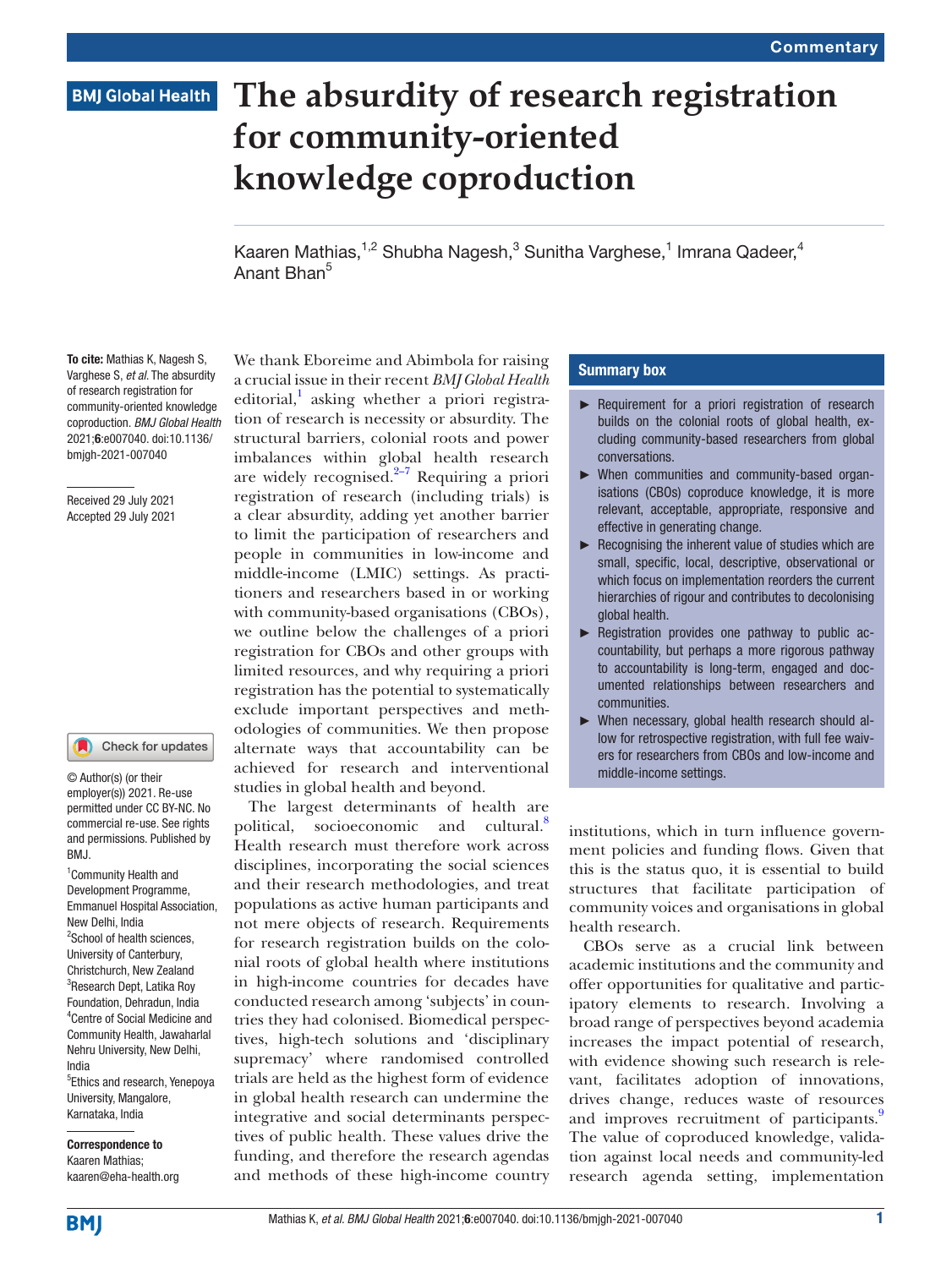Commentary

BMJ Global Health

# The absurdity of research registration for community-oriented knowledge coproduction

Kaaren Mathias,[1,2] Shubha Nagesh,[3] Sunitha Varghese,[1] Imrana Qadeer,[4] Anant Bhan[5]

**To cite:** Mathias K, Nagesh S, Varghese S, *et al*. The absurdity of research registration for community-oriented knowledge coproduction. *BMJ Global Health* 2021;**6**:e007040. doi:10.1136/bmjgh-2021-007040

Received 29 July 2021
Accepted 29 July 2021

© Author(s) (or their employer(s)) 2021. Re-use permitted under CC BY-NC. No commercial re-use. See rights and permissions. Published by BMJ.

[1]Community Health and Development Programme, Emmanuel Hospital Association, New Delhi, India
[2]School of health sciences, University of Canterbury, Christchurch, New Zealand
[3]Research Dept, Latika Roy Foundation, Dehradun, India
[4]Centre of Social Medicine and Community Health, Jawaharlal Nehru University, New Delhi, India
[5]Ethics and research, Yenepoya University, Mangalore, Karnataka, India

**Correspondence to**
Kaaren Mathias;
kaaren@eha-health.org

We thank Eboreime and Abimbola for raising a crucial issue in their recent *BMJ Global Health* editorial,[1] asking whether a priori registration of research is necessity or absurdity. The structural barriers, colonial roots and power imbalances within global health research are widely recognised.[2–7] Requiring a priori registration of research (including trials) is a clear absurdity, adding yet another barrier to limit the participation of researchers and people in communities in low-income and middle-income (LMIC) settings. As practitioners and researchers based in or working with community-based organisations (CBOs), we outline below the challenges of a priori registration for CBOs and other groups with limited resources, and why requiring a priori registration has the potential to systematically exclude important perspectives and methodologies of communities. We then propose alternate ways that accountability can be achieved for research and interventional studies in global health and beyond.

The largest determinants of health are political, socioeconomic and cultural.[8] Health research must therefore work across disciplines, incorporating the social sciences and their research methodologies, and treat populations as active human participants and not mere objects of research. Requirements for research registration builds on the colonial roots of global health where institutions in high-income countries for decades have conducted research among 'subjects' in countries they had colonised. Biomedical perspectives, high-tech solutions and 'disciplinary supremacy' where randomised controlled trials are held as the highest form of evidence in global health research can undermine the integrative and social determinants perspectives of public health. These values drive the funding, and therefore the research agendas and methods of these high-income country institutions, which in turn influence government policies and funding flows. Given that this is the status quo, it is essential to build structures that facilitate participation of community voices and organisations in global health research.

**Summary box**

- Requirement for a priori registration of research builds on the colonial roots of global health, excluding community-based researchers from global conversations.
- When communities and community-based organisations (CBOs) coproduce knowledge, it is more relevant, acceptable, appropriate, responsive and effective in generating change.
- Recognising the inherent value of studies which are small, specific, local, descriptive, observational or which focus on implementation reorders the current hierarchies of rigour and contributes to decolonising global health.
- Registration provides one pathway to public accountability, but perhaps a more rigorous pathway to accountability is long-term, engaged and documented relationships between researchers and communities.
- When necessary, global health research should allow for retrospective registration, with full fee waivers for researchers from CBOs and low-income and middle-income settings.

CBOs serve as a crucial link between academic institutions and the community and offer opportunities for qualitative and participatory elements to research. Involving a broad range of perspectives beyond academia increases the impact potential of research, with evidence showing such research is relevant, facilitates adoption of innovations, drives change, reduces waste of resources and improves recruitment of participants.[9] The value of coproduced knowledge, validation against local needs and community-led research agenda setting, implementation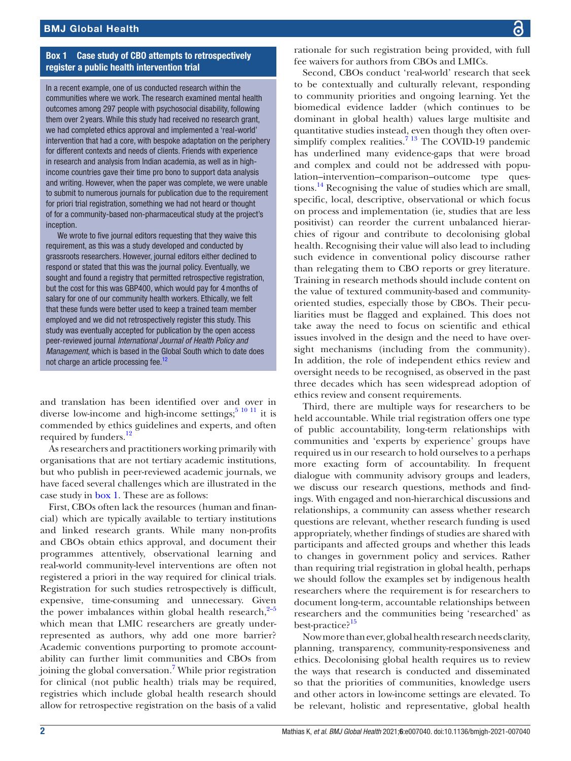## Box 1 Case study of CBO attempts to retrospectively register a public health intervention trial

In a recent example, one of us conducted research within the communities where we work. The research examined mental health outcomes among 297 people with psychosocial disability, following them over 2 years. While this study had received no research grant, we had completed ethics approval and implemented a 'real-world' intervention that had a core, with bespoke adaptation on the periphery for different contexts and needs of clients. Friends with experience in research and analysis from Indian academia, as well as in high-income countries gave their time pro bono to support data analysis and writing. However, when the paper was complete, we were unable to submit to numerous journals for publication due to the requirement for priori trial registration, something we had not heard or thought of for a community-based non-pharmaceutical study at the project's inception.

We wrote to five journal editors requesting that they waive this requirement, as this was a study developed and conducted by grassroots researchers. However, journal editors either declined to respond or stated that this was the journal policy. Eventually, we sought and found a registry that permitted retrospective registration, but the cost for this was GBP400, which would pay for 4 months of salary for one of our community health workers. Ethically, we felt that these funds were better used to keep a trained team member employed and we did not retrospectively register this study. This study was eventually accepted for publication by the open access peer-reviewed journal *International Journal of Health Policy and Management*, which is based in the Global South which to date does not charge an article processing fee.[12]

and translation has been identified over and over in diverse low-income and high-income settings;[5 10 11] it is commended by ethics guidelines and experts, and often required by funders.[12]

As researchers and practitioners working primarily with organisations that are not tertiary academic institutions, but who publish in peer-reviewed academic journals, we have faced several challenges which are illustrated in the case study in box 1. These are as follows:

First, CBOs often lack the resources (human and financial) which are typically available to tertiary institutions and linked research grants. While many non-profits and CBOs obtain ethics approval, and document their programmes attentively, observational learning and real-world community-level interventions are often not registered a priori in the way required for clinical trials. Registration for such studies retrospectively is difficult, expensive, time-consuming and unnecessary. Given the power imbalances within global health research,[2–5] which mean that LMIC researchers are greatly under-represented as authors, why add one more barrier? Academic conventions purporting to promote accountability can further limit communities and CBOs from joining the global conversation.[7] While prior registration for clinical (not public health) trials may be required, registries which include global health research should allow for retrospective registration on the basis of a valid rationale for such registration being provided, with full fee waivers for authors from CBOs and LMICs.

Second, CBOs conduct 'real-world' research that seek to be contextually and culturally relevant, responding to community priorities and ongoing learning. Yet the biomedical evidence ladder (which continues to be dominant in global health) values large multisite and quantitative studies instead, even though they often over-simplify complex realities.[7 13] The COVID-19 pandemic has underlined many evidence-gaps that were broad and complex and could not be addressed with population–intervention–comparison–outcome type questions.[14] Recognising the value of studies which are small, specific, local, descriptive, observational or which focus on process and implementation (ie, studies that are less positivist) can reorder the current unbalanced hierarchies of rigour and contribute to decolonising global health. Recognising their value will also lead to including such evidence in conventional policy discourse rather than relegating them to CBO reports or grey literature. Training in research methods should include content on the value of textured community-based and community-oriented studies, especially those by CBOs. Their peculiarities must be flagged and explained. This does not take away the need to focus on scientific and ethical issues involved in the design and the need to have oversight mechanisms (including from the community). In addition, the role of independent ethics review and oversight needs to be recognised, as observed in the past three decades which has seen widespread adoption of ethics review and consent requirements.

Third, there are multiple ways for researchers to be held accountable. While trial registration offers one type of public accountability, long-term relationships with communities and 'experts by experience' groups have required us in our research to hold ourselves to a perhaps more exacting form of accountability. In frequent dialogue with community advisory groups and leaders, we discuss our research questions, methods and findings. With engaged and non-hierarchical discussions and relationships, a community can assess whether research questions are relevant, whether research funding is used appropriately, whether findings of studies are shared with participants and affected groups and whether this leads to changes in government policy and services. Rather than requiring trial registration in global health, perhaps we should follow the examples set by indigenous health researchers where the requirement is for researchers to document long-term, accountable relationships between researchers and the communities being 'researched' as best-practice?[15]

Now more than ever, global health research needs clarity, planning, transparency, community-responsiveness and ethics. Decolonising global health requires us to review the ways that research is conducted and disseminated so that the priorities of communities, knowledge users and other actors in low-income settings are elevated. To be relevant, holistic and representative, global health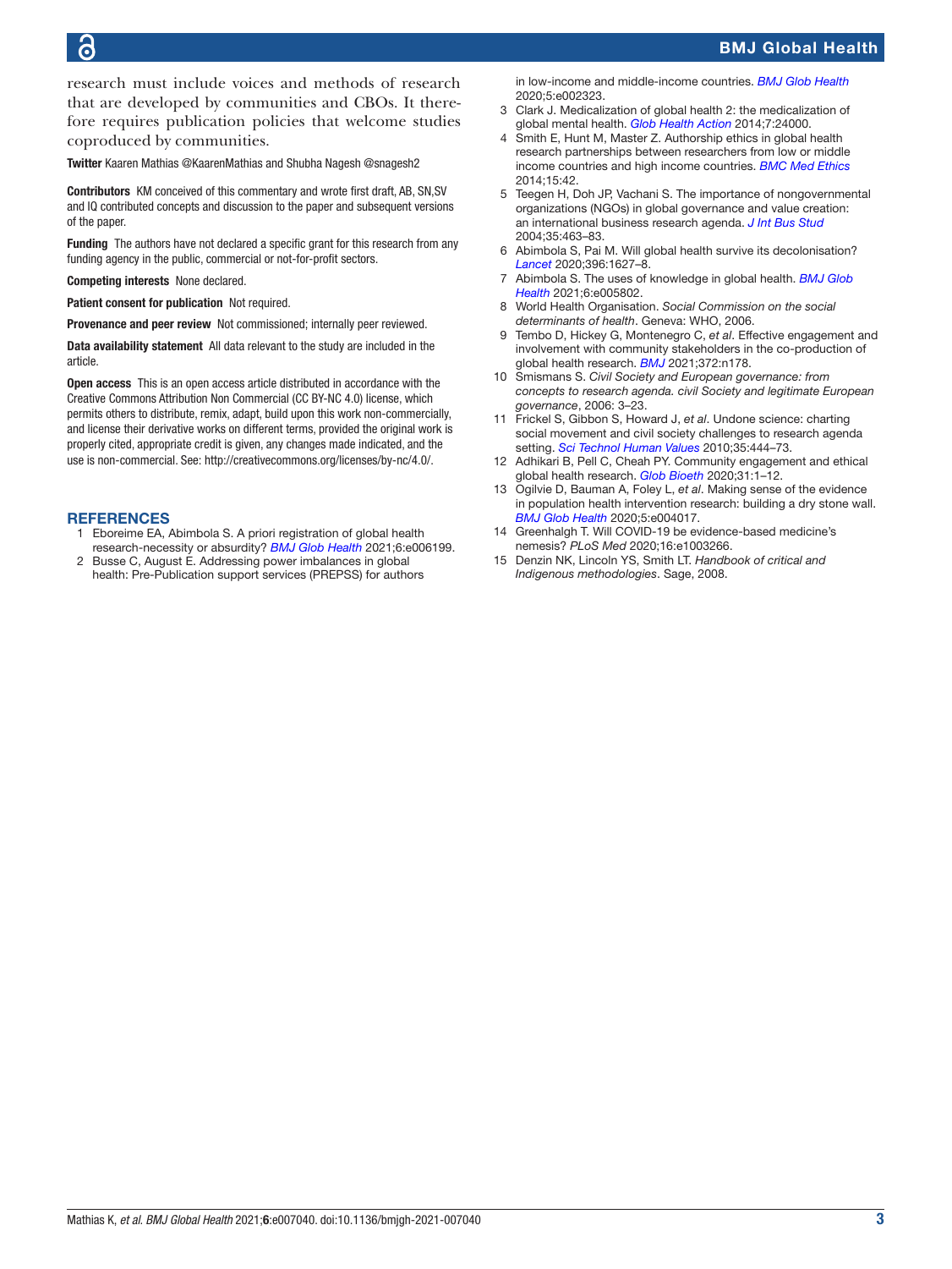research must include voices and methods of research that are developed by communities and CBOs. It therefore requires publication policies that welcome studies coproduced by communities.

**Twitter** Kaaren Mathias @KaarenMathias and Shubha Nagesh @snagesh2

**Contributors** KM conceived of this commentary and wrote first draft, AB, SN,SV and IQ contributed concepts and discussion to the paper and subsequent versions of the paper.

**Funding** The authors have not declared a specific grant for this research from any funding agency in the public, commercial or not-for-profit sectors.

**Competing interests** None declared.

**Patient consent for publication** Not required.

**Provenance and peer review** Not commissioned; internally peer reviewed.

**Data availability statement** All data relevant to the study are included in the article.

**Open access** This is an open access article distributed in accordance with the Creative Commons Attribution Non Commercial (CC BY-NC 4.0) license, which permits others to distribute, remix, adapt, build upon this work non-commercially, and license their derivative works on different terms, provided the original work is properly cited, appropriate credit is given, any changes made indicated, and the use is non-commercial. See: http://creativecommons.org/licenses/by-nc/4.0/.

## REFERENCES

1. Eboreime EA, Abimbola S. A priori registration of global health research-necessity or absurdity? *BMJ Glob Health* 2021;6:e006199.
2. Busse C, August E. Addressing power imbalances in global health: Pre-Publication support services (PREPSS) for authors in low-income and middle-income countries. *BMJ Glob Health* 2020;5:e002323.
3. Clark J. Medicalization of global health 2: the medicalization of global mental health. *Glob Health Action* 2014;7:24000.
4. Smith E, Hunt M, Master Z. Authorship ethics in global health research partnerships between researchers from low or middle income countries and high income countries. *BMC Med Ethics* 2014;15:42.
5. Teegen H, Doh JP, Vachani S. The importance of nongovernmental organizations (NGOs) in global governance and value creation: an international business research agenda. *J Int Bus Stud* 2004;35:463–83.
6. Abimbola S, Pai M. Will global health survive its decolonisation? *Lancet* 2020;396:1627–8.
7. Abimbola S. The uses of knowledge in global health. *BMJ Glob Health* 2021;6:e005802.
8. World Health Organisation. *Social Commission on the social determinants of health*. Geneva: WHO, 2006.
9. Tembo D, Hickey G, Montenegro C, *et al*. Effective engagement and involvement with community stakeholders in the co-production of global health research. *BMJ* 2021;372:n178.
10. Smismans S. *Civil Society and European governance: from concepts to research agenda. civil Society and legitimate European governance*, 2006: 3–23.
11. Frickel S, Gibbon S, Howard J, *et al*. Undone science: charting social movement and civil society challenges to research agenda setting. *Sci Technol Human Values* 2010;35:444–73.
12. Adhikari B, Pell C, Cheah PY. Community engagement and ethical global health research. *Glob Bioeth* 2020;31:1–12.
13. Ogilvie D, Bauman A, Foley L, *et al*. Making sense of the evidence in population health intervention research: building a dry stone wall. *BMJ Glob Health* 2020;5:e004017.
14. Greenhalgh T. Will COVID-19 be evidence-based medicine's nemesis? *PLoS Med* 2020;16:e1003266.
15. Denzin NK, Lincoln YS, Smith LT. *Handbook of critical and Indigenous methodologies*. Sage, 2008.